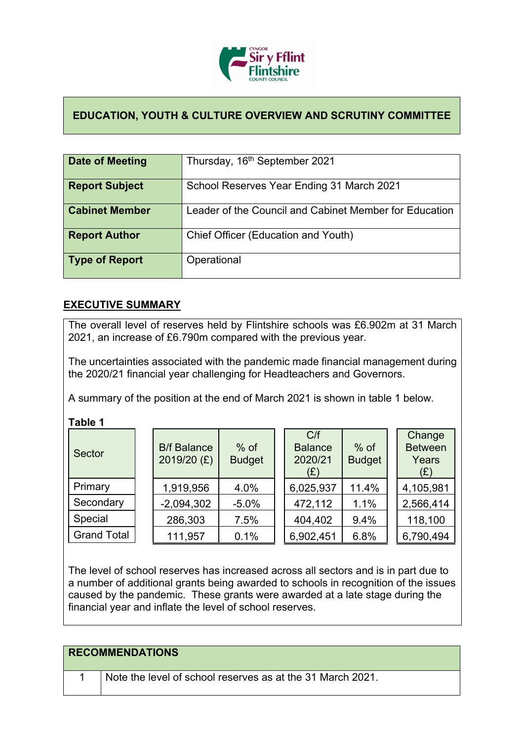## EDUCATION, YOUTH & CULTURE OVERVIEW AND SCRUTINY COMMITTEE

| | |
|---|---|
| **Date of Meeting** | Thursday, 16th September 2021 |
| **Report Subject** | School Reserves Year Ending 31 March 2021 |
| **Cabinet Member** | Leader of the Council and Cabinet Member for Education |
| **Report Author** | Chief Officer (Education and Youth) |
| **Type of Report** | Operational |

## EXECUTIVE SUMMARY

The overall level of reserves held by Flintshire schools was £6.902m at 31 March 2021, an increase of £6.790m compared with the previous year.

The uncertainties associated with the pandemic made financial management during the 2020/21 financial year challenging for Headteachers and Governors.

A summary of the position at the end of March 2021 is shown in table 1 below.

**Table 1**

| Sector | B/f Balance 2019/20 (£) | % of Budget | C/f Balance 2020/21 (£) | % of Budget | Change Between Years (£) |
|---|---|---|---|---|---|
| Primary | 1,919,956 | 4.0% | 6,025,937 | 11.4% | 4,105,981 |
| Secondary | -2,094,302 | -5.0% | 472,112 | 1.1% | 2,566,414 |
| Special | 286,303 | 7.5% | 404,402 | 9.4% | 118,100 |
| Grand Total | 111,957 | 0.1% | 6,902,451 | 6.8% | 6,790,494 |

The level of school reserves has increased across all sectors and is in part due to a number of additional grants being awarded to schools in recognition of the issues caused by the pandemic. These grants were awarded at a late stage during the financial year and inflate the level of school reserves.

| RECOMMENDATIONS | |
|---|---|
| 1 | Note the level of school reserves as at the 31 March 2021. |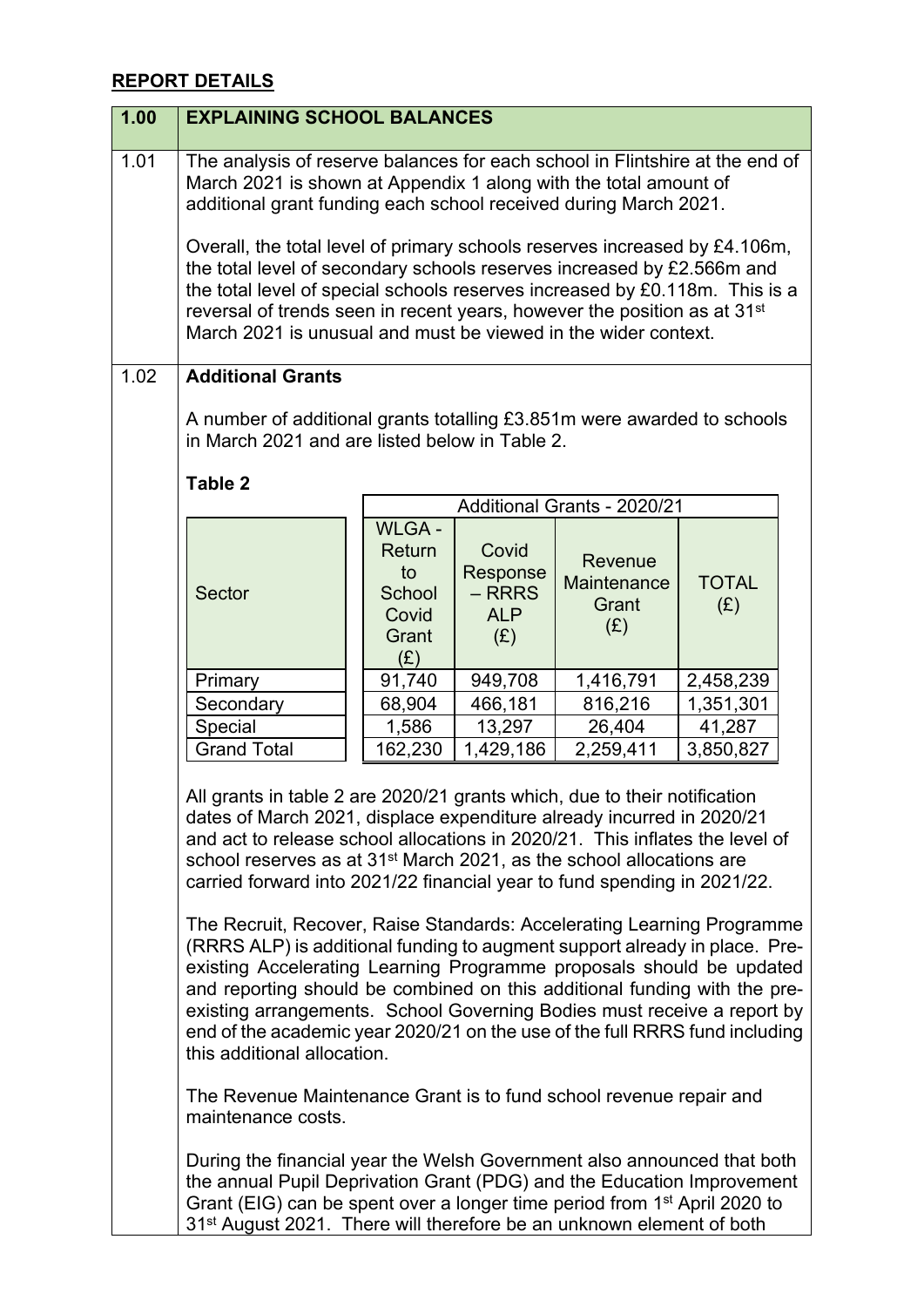## REPORT DETAILS

| 1.00 | EXPLAINING SCHOOL BALANCES |
|---|---|

**1.01**

The analysis of reserve balances for each school in Flintshire at the end of March 2021 is shown at Appendix 1 along with the total amount of additional grant funding each school received during March 2021.

Overall, the total level of primary schools reserves increased by £4.106m, the total level of secondary schools reserves increased by £2.566m and the total level of special schools reserves increased by £0.118m. This is a reversal of trends seen in recent years, however the position as at 31st March 2021 is unusual and must be viewed in the wider context.

**1.02**

**Additional Grants**

A number of additional grants totalling £3.851m were awarded to schools in March 2021 and are listed below in Table 2.

**Table 2**

| Sector | Additional Grants - 2020/21 | | | |
|---|---|---|---|---|
| | WLGA - Return to School Covid Grant (£) | Covid Response – RRRS ALP (£) | Revenue Maintenance Grant (£) | TOTAL (£) |
| Primary | 91,740 | 949,708 | 1,416,791 | 2,458,239 |
| Secondary | 68,904 | 466,181 | 816,216 | 1,351,301 |
| Special | 1,586 | 13,297 | 26,404 | 41,287 |
| Grand Total | 162,230 | 1,429,186 | 2,259,411 | 3,850,827 |

All grants in table 2 are 2020/21 grants which, due to their notification dates of March 2021, displace expenditure already incurred in 2020/21 and act to release school allocations in 2020/21. This inflates the level of school reserves as at 31st March 2021, as the school allocations are carried forward into 2021/22 financial year to fund spending in 2021/22.

The Recruit, Recover, Raise Standards: Accelerating Learning Programme (RRRS ALP) is additional funding to augment support already in place. Pre-existing Accelerating Learning Programme proposals should be updated and reporting should be combined on this additional funding with the pre-existing arrangements. School Governing Bodies must receive a report by end of the academic year 2020/21 on the use of the full RRRS fund including this additional allocation.

The Revenue Maintenance Grant is to fund school revenue repair and maintenance costs.

During the financial year the Welsh Government also announced that both the annual Pupil Deprivation Grant (PDG) and the Education Improvement Grant (EIG) can be spent over a longer time period from 1st April 2020 to 31st August 2021. There will therefore be an unknown element of both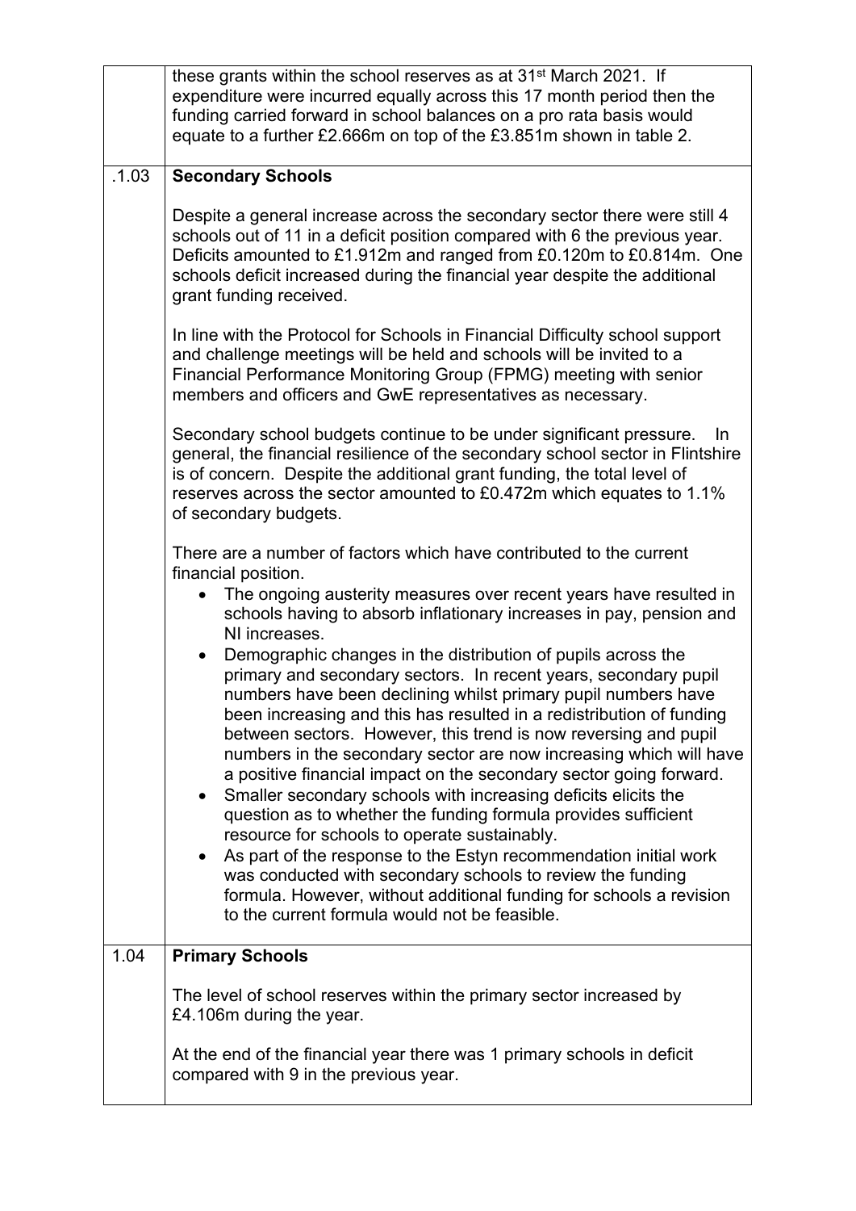| | |
|---|---|
| | these grants within the school reserves as at 31st March 2021. If expenditure were incurred equally across this 17 month period then the funding carried forward in school balances on a pro rata basis would equate to a further £2.666m on top of the £3.851m shown in table 2. |
| .1.03 | **Secondary Schools**<br><br>Despite a general increase across the secondary sector there were still 4 schools out of 11 in a deficit position compared with 6 the previous year. Deficits amounted to £1.912m and ranged from £0.120m to £0.814m. One schools deficit increased during the financial year despite the additional grant funding received.<br><br>In line with the Protocol for Schools in Financial Difficulty school support and challenge meetings will be held and schools will be invited to a Financial Performance Monitoring Group (FPMG) meeting with senior members and officers and GwE representatives as necessary.<br><br>Secondary school budgets continue to be under significant pressure. In general, the financial resilience of the secondary school sector in Flintshire is of concern. Despite the additional grant funding, the total level of reserves across the sector amounted to £0.472m which equates to 1.1% of secondary budgets.<br><br>There are a number of factors which have contributed to the current financial position.<br>• The ongoing austerity measures over recent years have resulted in schools having to absorb inflationary increases in pay, pension and NI increases.<br>• Demographic changes in the distribution of pupils across the primary and secondary sectors. In recent years, secondary pupil numbers have been declining whilst primary pupil numbers have been increasing and this has resulted in a redistribution of funding between sectors. However, this trend is now reversing and pupil numbers in the secondary sector are now increasing which will have a positive financial impact on the secondary sector going forward.<br>• Smaller secondary schools with increasing deficits elicits the question as to whether the funding formula provides sufficient resource for schools to operate sustainably.<br>• As part of the response to the Estyn recommendation initial work was conducted with secondary schools to review the funding formula. However, without additional funding for schools a revision to the current formula would not be feasible. |
| 1.04 | **Primary Schools**<br><br>The level of school reserves within the primary sector increased by £4.106m during the year.<br><br>At the end of the financial year there was 1 primary schools in deficit compared with 9 in the previous year. |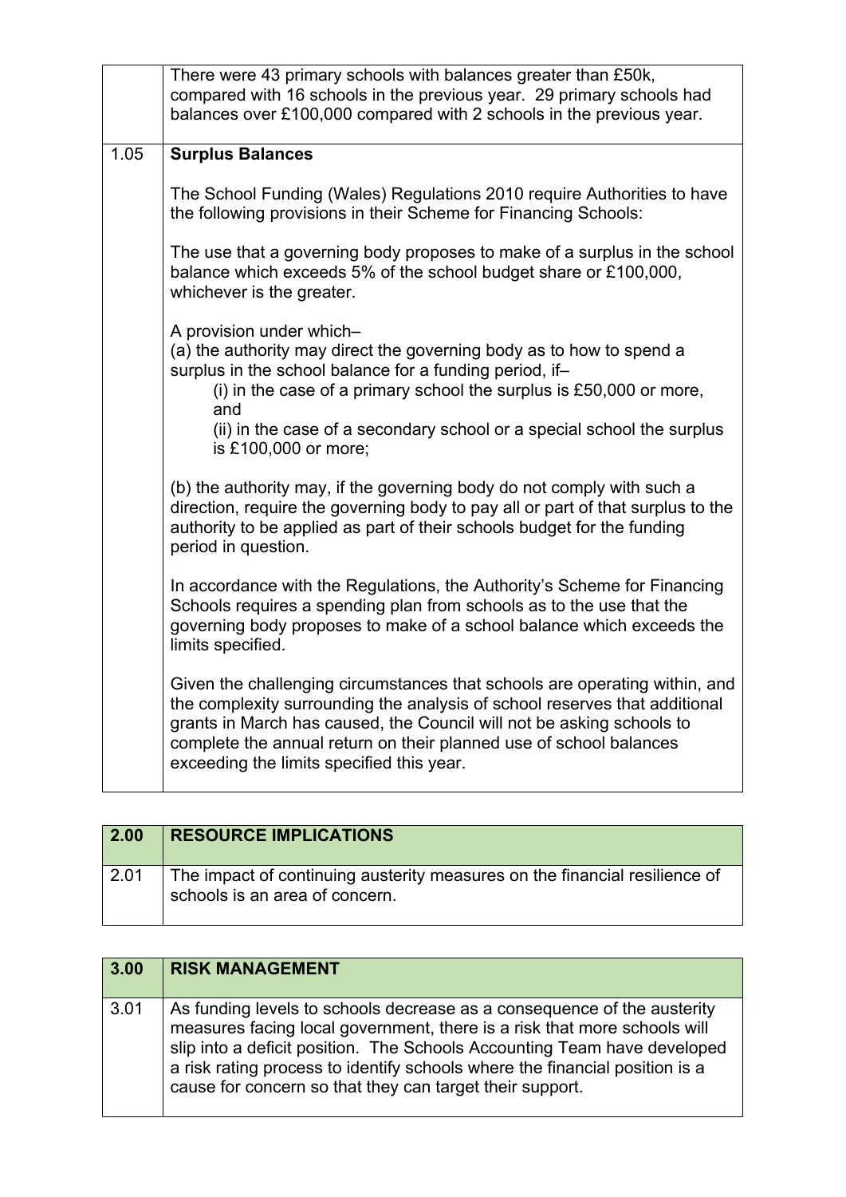| | |
|---|---|
| | There were 43 primary schools with balances greater than £50k, compared with 16 schools in the previous year. 29 primary schools had balances over £100,000 compared with 2 schools in the previous year. |
| 1.05 | **Surplus Balances**<br><br>The School Funding (Wales) Regulations 2010 require Authorities to have the following provisions in their Scheme for Financing Schools:<br><br>The use that a governing body proposes to make of a surplus in the school balance which exceeds 5% of the school budget share or £100,000, whichever is the greater.<br><br>A provision under which–<br>(a) the authority may direct the governing body as to how to spend a surplus in the school balance for a funding period, if–<br>(i) in the case of a primary school the surplus is £50,000 or more, and<br>(ii) in the case of a secondary school or a special school the surplus is £100,000 or more;<br><br>(b) the authority may, if the governing body do not comply with such a direction, require the governing body to pay all or part of that surplus to the authority to be applied as part of their schools budget for the funding period in question.<br><br>In accordance with the Regulations, the Authority's Scheme for Financing Schools requires a spending plan from schools as to the use that the governing body proposes to make of a school balance which exceeds the limits specified.<br><br>Given the challenging circumstances that schools are operating within, and the complexity surrounding the analysis of school reserves that additional grants in March has caused, the Council will not be asking schools to complete the annual return on their planned use of school balances exceeding the limits specified this year. |

| 2.00 | RESOURCE IMPLICATIONS |
|---|---|
| 2.01 | The impact of continuing austerity measures on the financial resilience of schools is an area of concern. |

| 3.00 | RISK MANAGEMENT |
|---|---|
| 3.01 | As funding levels to schools decrease as a consequence of the austerity measures facing local government, there is a risk that more schools will slip into a deficit position. The Schools Accounting Team have developed a risk rating process to identify schools where the financial position is a cause for concern so that they can target their support. |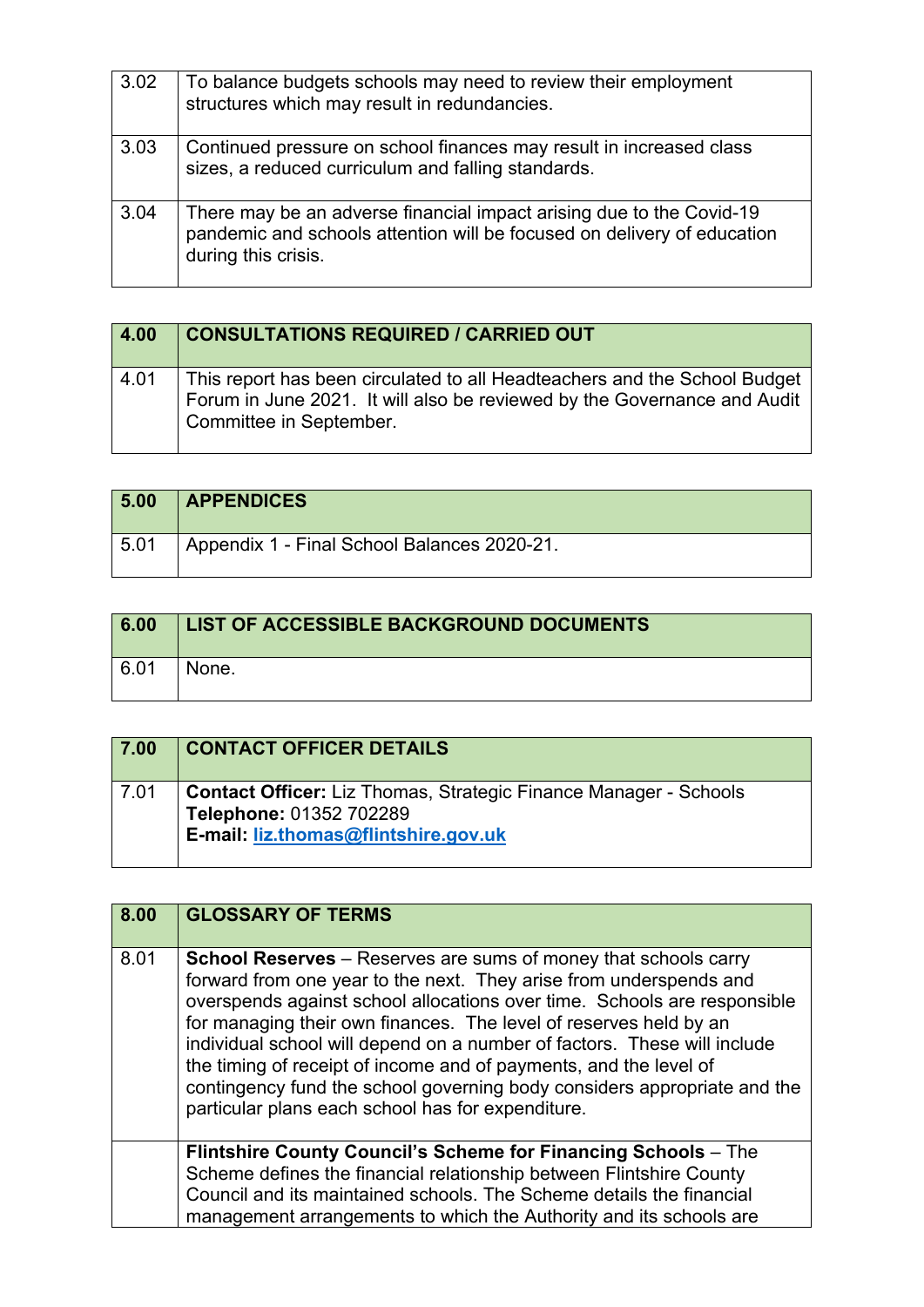| | |
|---|---|
| 3.02 | To balance budgets schools may need to review their employment structures which may result in redundancies. |
| 3.03 | Continued pressure on school finances may result in increased class sizes, a reduced curriculum and falling standards. |
| 3.04 | There may be an adverse financial impact arising due to the Covid-19 pandemic and schools attention will be focused on delivery of education during this crisis. |

| **4.00** | **CONSULTATIONS REQUIRED / CARRIED OUT** |
|---|---|
| 4.01 | This report has been circulated to all Headteachers and the School Budget Forum in June 2021. It will also be reviewed by the Governance and Audit Committee in September. |

| **5.00** | **APPENDICES** |
|---|---|
| 5.01 | Appendix 1 - Final School Balances 2020-21. |

| **6.00** | **LIST OF ACCESSIBLE BACKGROUND DOCUMENTS** |
|---|---|
| 6.01 | None. |

| **7.00** | **CONTACT OFFICER DETAILS** |
|---|---|
| 7.01 | **Contact Officer:** Liz Thomas, Strategic Finance Manager - Schools<br>**Telephone:** 01352 702289<br>**E-mail:** **liz.thomas@flintshire.gov.uk** |

| **8.00** | **GLOSSARY OF TERMS** |
|---|---|
| 8.01 | **School Reserves** – Reserves are sums of money that schools carry forward from one year to the next. They arise from underspends and overspends against school allocations over time. Schools are responsible for managing their own finances. The level of reserves held by an individual school will depend on a number of factors. These will include the timing of receipt of income and of payments, and the level of contingency fund the school governing body considers appropriate and the particular plans each school has for expenditure. |
| | **Flintshire County Council's Scheme for Financing Schools** – The Scheme defines the financial relationship between Flintshire County Council and its maintained schools. The Scheme details the financial management arrangements to which the Authority and its schools are |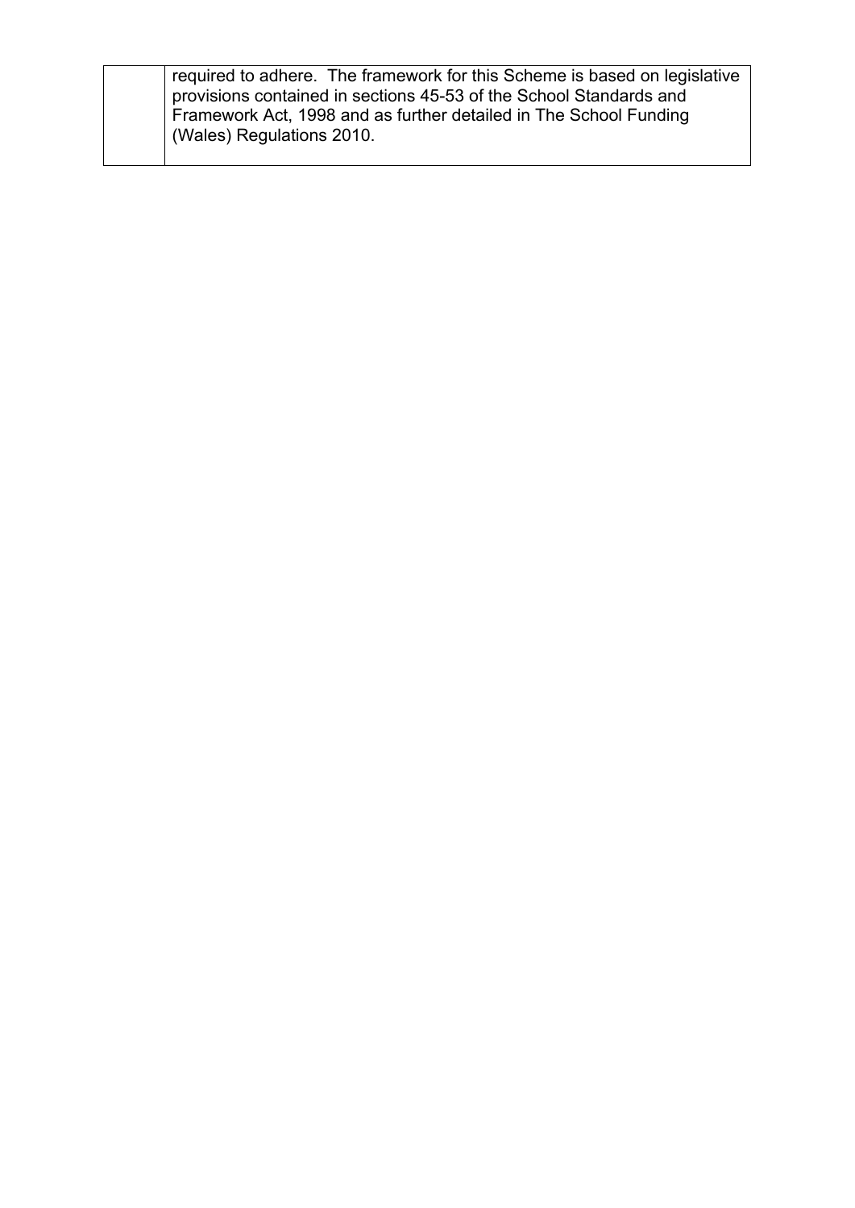| | |
|---|---|
| | required to adhere. The framework for this Scheme is based on legislative provisions contained in sections 45-53 of the School Standards and Framework Act, 1998 and as further detailed in The School Funding (Wales) Regulations 2010. |